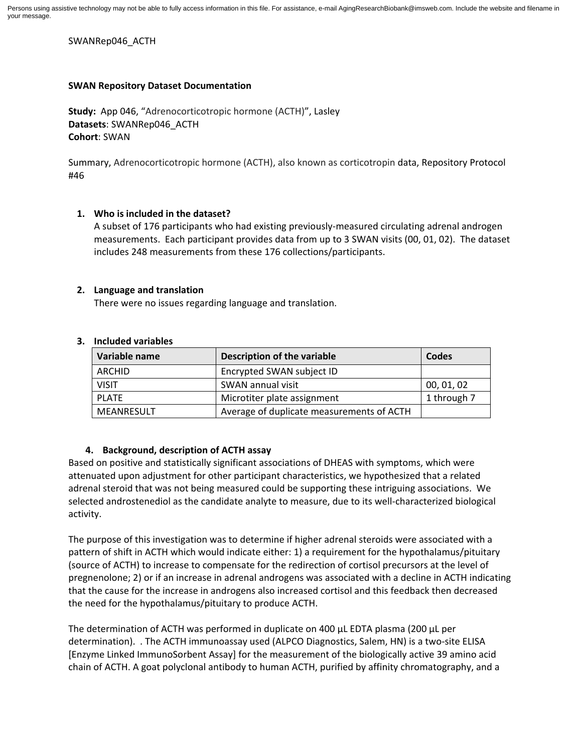Persons using assistive technology may not be able to fully access information in this file. For assistance, e-mail AgingResearchBiobank@imsweb.com. Include the website and filename in your message.

SWANRep046_ACTH

**SWAN Repository Dataset Documentation**

**Study:** App 046, "Adrenocorticotropic hormone (ACTH)", Lasley
**Datasets**: SWANRep046_ACTH
**Cohort**: SWAN

Summary, Adrenocorticotropic hormone (ACTH), also known as corticotropin data, Repository Protocol #46

1. **Who is included in the dataset?**
   A subset of 176 participants who had existing previously-measured circulating adrenal androgen measurements. Each participant provides data from up to 3 SWAN visits (00, 01, 02). The dataset includes 248 measurements from these 176 collections/participants.

2. **Language and translation**
   There were no issues regarding language and translation.

3. **Included variables**

| Variable name | Description of the variable | Codes |
|---|---|---|
| ARCHID | Encrypted SWAN subject ID | |
| VISIT | SWAN annual visit | 00, 01, 02 |
| PLATE | Microtiter plate assignment | 1 through 7 |
| MEANRESULT | Average of duplicate measurements of ACTH | |

4. **Background, description of ACTH assay**

Based on positive and statistically significant associations of DHEAS with symptoms, which were attenuated upon adjustment for other participant characteristics, we hypothesized that a related adrenal steroid that was not being measured could be supporting these intriguing associations. We selected androstenediol as the candidate analyte to measure, due to its well-characterized biological activity.

The purpose of this investigation was to determine if higher adrenal steroids were associated with a pattern of shift in ACTH which would indicate either: 1) a requirement for the hypothalamus/pituitary (source of ACTH) to increase to compensate for the redirection of cortisol precursors at the level of pregnenolone; 2) or if an increase in adrenal androgens was associated with a decline in ACTH indicating that the cause for the increase in androgens also increased cortisol and this feedback then decreased the need for the hypothalamus/pituitary to produce ACTH.

The determination of ACTH was performed in duplicate on 400 µL EDTA plasma (200 µL per determination). . The ACTH immunoassay used (ALPCO Diagnostics, Salem, HN) is a two-site ELISA [Enzyme Linked ImmunoSorbent Assay] for the measurement of the biologically active 39 amino acid chain of ACTH. A goat polyclonal antibody to human ACTH, purified by affinity chromatography, and a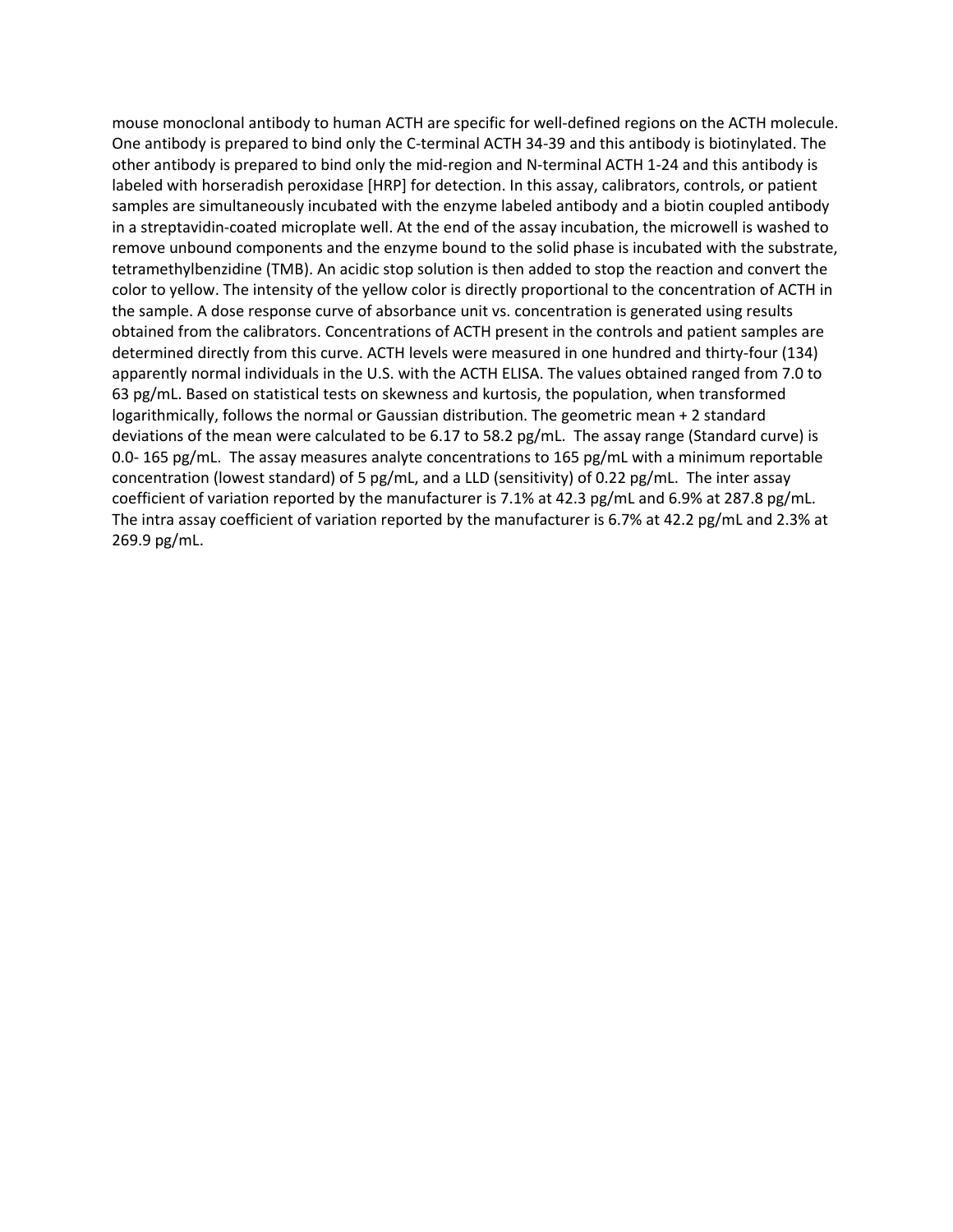mouse monoclonal antibody to human ACTH are specific for well-defined regions on the ACTH molecule. One antibody is prepared to bind only the C-terminal ACTH 34-39 and this antibody is biotinylated. The other antibody is prepared to bind only the mid-region and N-terminal ACTH 1-24 and this antibody is labeled with horseradish peroxidase [HRP] for detection. In this assay, calibrators, controls, or patient samples are simultaneously incubated with the enzyme labeled antibody and a biotin coupled antibody in a streptavidin-coated microplate well. At the end of the assay incubation, the microwell is washed to remove unbound components and the enzyme bound to the solid phase is incubated with the substrate, tetramethylbenzidine (TMB). An acidic stop solution is then added to stop the reaction and convert the color to yellow. The intensity of the yellow color is directly proportional to the concentration of ACTH in the sample. A dose response curve of absorbance unit vs. concentration is generated using results obtained from the calibrators. Concentrations of ACTH present in the controls and patient samples are determined directly from this curve. ACTH levels were measured in one hundred and thirty-four (134) apparently normal individuals in the U.S. with the ACTH ELISA. The values obtained ranged from 7.0 to 63 pg/mL. Based on statistical tests on skewness and kurtosis, the population, when transformed logarithmically, follows the normal or Gaussian distribution. The geometric mean + 2 standard deviations of the mean were calculated to be 6.17 to 58.2 pg/mL. The assay range (Standard curve) is 0.0- 165 pg/mL. The assay measures analyte concentrations to 165 pg/mL with a minimum reportable concentration (lowest standard) of 5 pg/mL, and a LLD (sensitivity) of 0.22 pg/mL. The inter assay coefficient of variation reported by the manufacturer is 7.1% at 42.3 pg/mL and 6.9% at 287.8 pg/mL. The intra assay coefficient of variation reported by the manufacturer is 6.7% at 42.2 pg/mL and 2.3% at 269.9 pg/mL.